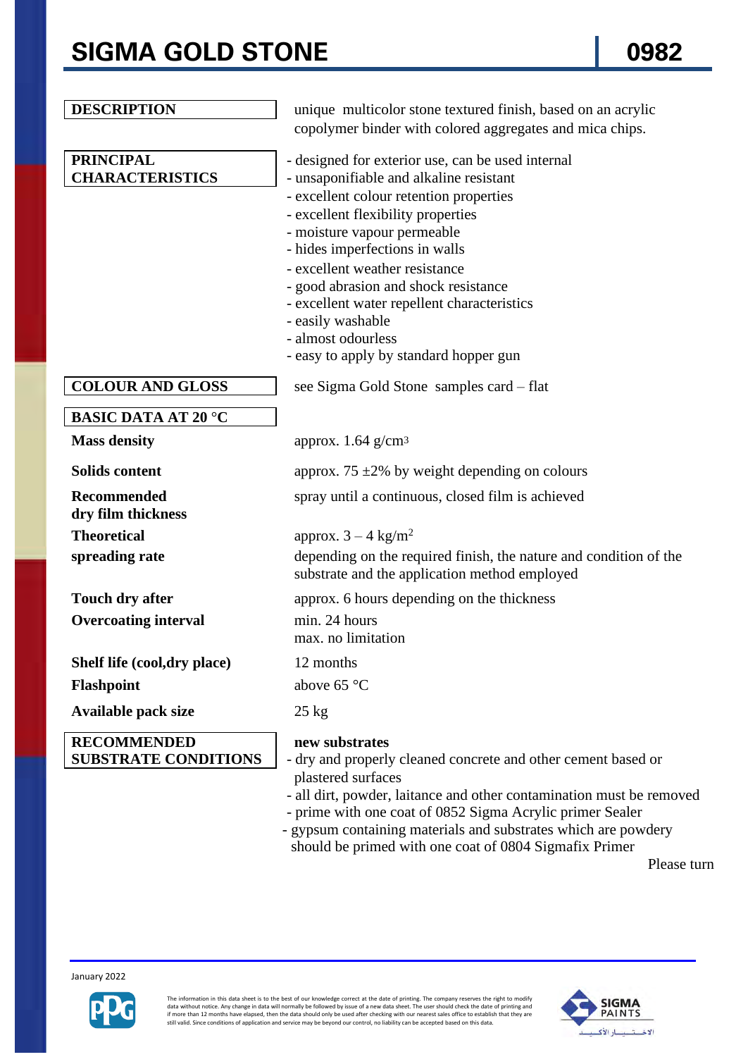# SIGMA GOLD STONE

**0982**

| | |
|---|---|
| **DESCRIPTION** | unique multicolor stone textured finish, based on an acrylic copolymer binder with colored aggregates and mica chips. |
| **PRINCIPAL CHARACTERISTICS** | - designed for exterior use, can be used internal<br>- unsaponifiable and alkaline resistant<br>- excellent colour retention properties<br>- excellent flexibility properties<br>- moisture vapour permeable<br>- hides imperfections in walls<br>- excellent weather resistance<br>- good abrasion and shock resistance<br>- excellent water repellent characteristics<br>- easily washable<br>- almost odourless<br>- easy to apply by standard hopper gun |
| **COLOUR AND GLOSS** | see Sigma Gold Stone samples card – flat |
| **BASIC DATA AT 20 °C** | |
| **Mass density** | approx. 1.64 g/cm$^3$ |
| **Solids content** | approx. 75 ±2% by weight depending on colours |
| **Recommended dry film thickness** | spray until a continuous, closed film is achieved |
| **Theoretical spreading rate** | approx. 3 – 4 kg/m$^2$<br>depending on the required finish, the nature and condition of the substrate and the application method employed |
| **Touch dry after** | approx. 6 hours depending on the thickness |
| **Overcoating interval** | min. 24 hours<br>max. no limitation |
| **Shelf life (cool,dry place)** | 12 months |
| **Flashpoint** | above 65 °C |
| **Available pack size** | 25 kg |
| **RECOMMENDED SUBSTRATE CONDITIONS** | **new substrates**<br>- dry and properly cleaned concrete and other cement based or plastered surfaces<br>- all dirt, powder, laitance and other contamination must be removed<br>- prime with one coat of 0852 Sigma Acrylic primer Sealer<br>- gypsum containing materials and substrates which are powdery should be primed with one coat of 0804 Sigmafix Primer |

Please turn

January 2022

The information in this data sheet is to the best of our knowledge correct at the date of printing. The company reserves the right to modify data without notice. Any change in data will normally be followed by issue of a new data sheet. The user should check the date of printing and if more than 12 months have elapsed, then the data should only be used after checking with our nearest sales office to establish that they are still valid. Since conditions of application and service may be beyond our control, no liability can be accepted based on this data.

SIGMA PAINTS

الاختيار الأكيد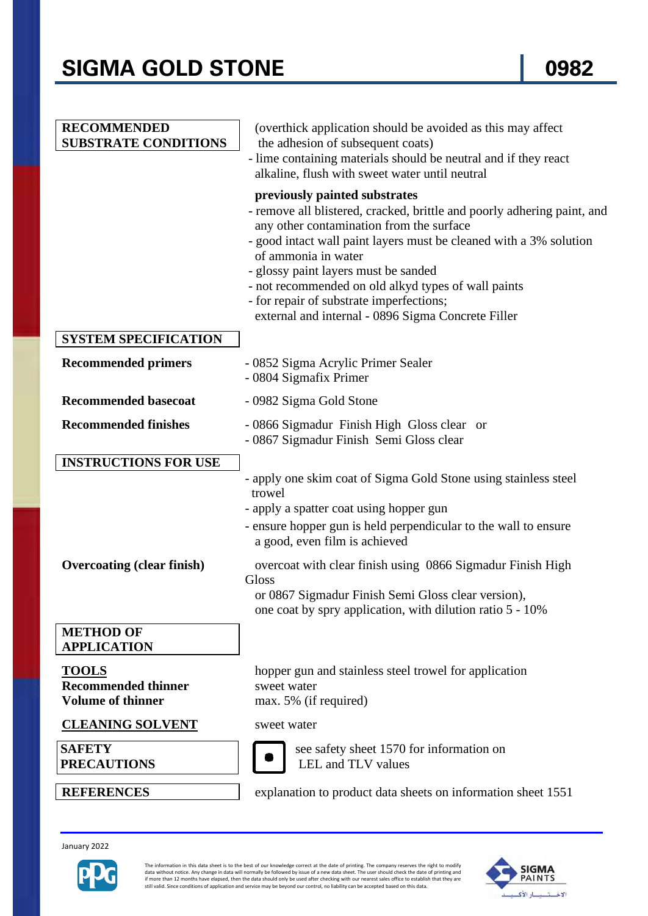# SIGMA GOLD STONE

**0982**

**RECOMMENDED SUBSTRATE CONDITIONS**

(overthick application should be avoided as this may affect the adhesion of subsequent coats)

- lime containing materials should be neutral and if they react alkaline, flush with sweet water until neutral

**previously painted substrates**

- remove all blistered, cracked, brittle and poorly adhering paint, and any other contamination from the surface
- good intact wall paint layers must be cleaned with a 3% solution of ammonia in water
- glossy paint layers must be sanded
- not recommended on old alkyd types of wall paints
- for repair of substrate imperfections; external and internal - 0896 Sigma Concrete Filler

**SYSTEM SPECIFICATION**

| | |
|---|---|
| **Recommended primers** | - 0852 Sigma Acrylic Primer Sealer<br>- 0804 Sigmafix Primer |
| **Recommended basecoat** | - 0982 Sigma Gold Stone |
| **Recommended finishes** | - 0866 Sigmadur Finish High Gloss clear or<br>- 0867 Sigmadur Finish Semi Gloss clear |

**INSTRUCTIONS FOR USE**

- apply one skim coat of Sigma Gold Stone using stainless steel trowel
- apply a spatter coat using hopper gun
- ensure hopper gun is held perpendicular to the wall to ensure a good, even film is achieved

**Overcoating (clear finish)**

overcoat with clear finish using 0866 Sigmadur Finish High Gloss or 0867 Sigmadur Finish Semi Gloss clear version), one coat by spry application, with dilution ratio 5 - 10%

**METHOD OF APPLICATION**

| | |
|---|---|
| **TOOLS** | hopper gun and stainless steel trowel for application |
| **Recommended thinner** | sweet water |
| **Volume of thinner** | max. 5% (if required) |
| **CLEANING SOLVENT** | sweet water |

**SAFETY PRECAUTIONS**

see safety sheet 1570 for information on LEL and TLV values

**REFERENCES**

explanation to product data sheets on information sheet 1551

January 2022

The information in this data sheet is to the best of our knowledge correct at the date of printing. The company reserves the right to modify data without notice. Any change in data will normally be followed by issue of a new data sheet. The user should check the date of printing and if more than 12 months have elapsed, then the data should only be used after checking with our nearest sales office to establish that they are still valid. Since conditions of application and service may be beyond our control, no liability can be accepted based on this data.